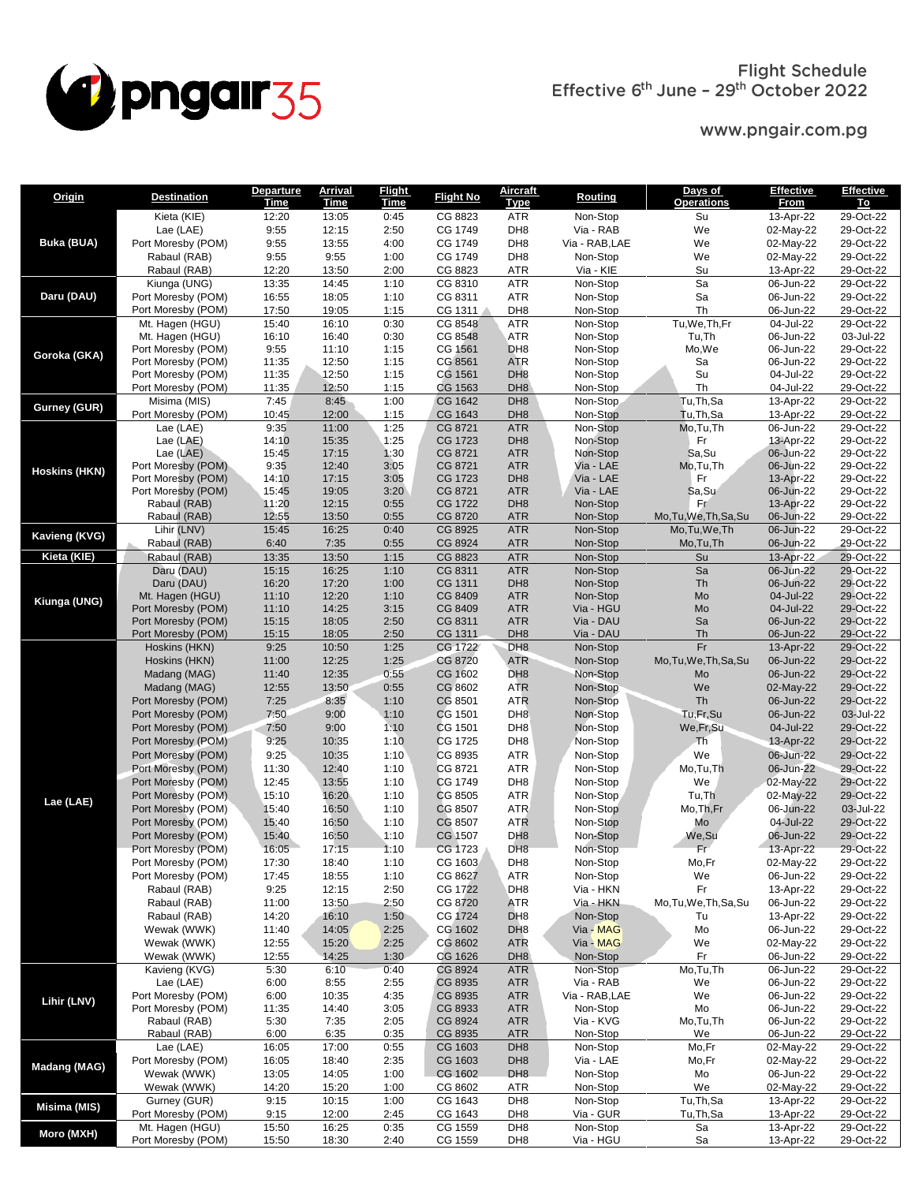# Flight Schedule

**Effective 6th June – 29th October 2022**

www.pngair.com.pg

| Origin | Destination | Departure Time | Arrival Time | Flight Time | Flight No | Aircraft Type | Routing | Days of Operations | Effective From | Effective To |
|---|---|---|---|---|---|---|---|---|---|---|
| Buka (BUA) | Kieta (KIE) | 12:20 | 13:05 | 0:45 | CG 8823 | ATR | Non-Stop | Su | 13-Apr-22 | 29-Oct-22 |
| | Lae (LAE) | 9:55 | 12:15 | 2:50 | CG 1749 | DH8 | Via - RAB | We | 02-May-22 | 29-Oct-22 |
| | Port Moresby (POM) | 9:55 | 13:55 | 4:00 | CG 1749 | DH8 | Via - RAB,LAE | We | 02-May-22 | 29-Oct-22 |
| | Rabaul (RAB) | 9:55 | 9:55 | 1:00 | CG 1749 | DH8 | Non-Stop | We | 02-May-22 | 29-Oct-22 |
| | Rabaul (RAB) | 12:20 | 13:50 | 2:00 | CG 8823 | ATR | Via - KIE | Su | 13-Apr-22 | 29-Oct-22 |
| Daru (DAU) | Kiunga (UNG) | 13:35 | 14:45 | 1:10 | CG 8310 | ATR | Non-Stop | Sa | 06-Jun-22 | 29-Oct-22 |
| | Port Moresby (POM) | 16:55 | 18:05 | 1:10 | CG 8311 | ATR | Non-Stop | Sa | 06-Jun-22 | 29-Oct-22 |
| | Port Moresby (POM) | 17:50 | 19:05 | 1:15 | CG 1311 | DH8 | Non-Stop | Th | 06-Jun-22 | 29-Oct-22 |
| Goroka (GKA) | Mt. Hagen (HGU) | 15:40 | 16:10 | 0:30 | CG 8548 | ATR | Non-Stop | Tu,We,Th,Fr | 04-Jul-22 | 29-Oct-22 |
| | Mt. Hagen (HGU) | 16:10 | 16:40 | 0:30 | CG 8548 | ATR | Non-Stop | Tu,Th | 06-Jun-22 | 03-Jul-22 |
| | Port Moresby (POM) | 9:55 | 11:10 | 1:15 | CG 1561 | DH8 | Non-Stop | Mo,We | 06-Jun-22 | 29-Oct-22 |
| | Port Moresby (POM) | 11:35 | 12:50 | 1:15 | CG 8561 | ATR | Non-Stop | Sa | 06-Jun-22 | 29-Oct-22 |
| | Port Moresby (POM) | 11:35 | 12:50 | 1:15 | CG 1561 | DH8 | Non-Stop | Su | 04-Jul-22 | 29-Oct-22 |
| | Port Moresby (POM) | 11:35 | 12:50 | 1:15 | CG 1563 | DH8 | Non-Stop | Th | 04-Jul-22 | 29-Oct-22 |
| Gurney (GUR) | Misima (MIS) | 7:45 | 8:45 | 1:00 | CG 1642 | DH8 | Non-Stop | Tu,Th,Sa | 13-Apr-22 | 29-Oct-22 |
| | Port Moresby (POM) | 10:45 | 12:00 | 1:15 | CG 1643 | DH8 | Non-Stop | Tu,Th,Sa | 13-Apr-22 | 29-Oct-22 |
| Hoskins (HKN) | Lae (LAE) | 9:35 | 11:00 | 1:25 | CG 8721 | ATR | Non-Stop | Mo,Tu,Th | 06-Jun-22 | 29-Oct-22 |
| | Lae (LAE) | 14:10 | 15:35 | 1:25 | CG 1723 | DH8 | Non-Stop | Fr | 13-Apr-22 | 29-Oct-22 |
| | Lae (LAE) | 15:45 | 17:15 | 1:30 | CG 8721 | ATR | Non-Stop | Sa,Su | 06-Jun-22 | 29-Oct-22 |
| | Port Moresby (POM) | 9:35 | 12:40 | 3:05 | CG 8721 | ATR | Via - LAE | Mo,Tu,Th | 06-Jun-22 | 29-Oct-22 |
| | Port Moresby (POM) | 14:10 | 17:15 | 3:05 | CG 1723 | DH8 | Via - LAE | Fr | 13-Apr-22 | 29-Oct-22 |
| | Port Moresby (POM) | 15:45 | 19:05 | 3:20 | CG 8721 | ATR | Via - LAE | Sa,Su | 06-Jun-22 | 29-Oct-22 |
| | Rabaul (RAB) | 11:20 | 12:15 | 0:55 | CG 1722 | DH8 | Non-Stop | Fr | 13-Apr-22 | 29-Oct-22 |
| | Rabaul (RAB) | 12:55 | 13:50 | 0:55 | CG 8720 | ATR | Non-Stop | Mo,Tu,We,Th,Sa,Su | 06-Jun-22 | 29-Oct-22 |
| Kavieng (KVG) | Lihir (LNV) | 15:45 | 16:25 | 0:40 | CG 8925 | ATR | Non-Stop | Mo,Tu,We,Th | 06-Jun-22 | 29-Oct-22 |
| | Rabaul (RAB) | 6:40 | 7:35 | 0:55 | CG 8924 | ATR | Non-Stop | Mo,Tu,Th | 06-Jun-22 | 29-Oct-22 |
| Kieta (KIE) | Rabaul (RAB) | 13:35 | 13:50 | 1:15 | CG 8823 | ATR | Non-Stop | Su | 13-Apr-22 | 29-Oct-22 |
| Kiunga (UNG) | Daru (DAU) | 15:15 | 16:25 | 1:10 | CG 8311 | ATR | Non-Stop | Sa | 06-Jun-22 | 29-Oct-22 |
| | Daru (DAU) | 16:20 | 17:20 | 1:00 | CG 1311 | DH8 | Non-Stop | Th | 06-Jun-22 | 29-Oct-22 |
| | Mt. Hagen (HGU) | 11:10 | 12:20 | 1:10 | CG 8409 | ATR | Non-Stop | Mo | 04-Jul-22 | 29-Oct-22 |
| | Port Moresby (POM) | 11:10 | 14:25 | 3:15 | CG 8409 | ATR | Via - HGU | Mo | 04-Jul-22 | 29-Oct-22 |
| | Port Moresby (POM) | 15:15 | 18:05 | 2:50 | CG 8311 | ATR | Via - DAU | Sa | 06-Jun-22 | 29-Oct-22 |
| | Port Moresby (POM) | 15:15 | 18:05 | 2:50 | CG 1311 | DH8 | Via - DAU | Th | 06-Jun-22 | 29-Oct-22 |
| Lae (LAE) | Hoskins (HKN) | 9:25 | 10:50 | 1:25 | CG 1722 | DH8 | Non-Stop | Fr | 13-Apr-22 | 29-Oct-22 |
| | Hoskins (HKN) | 11:00 | 12:25 | 1:25 | CG 8720 | ATR | Non-Stop | Mo,Tu,We,Th,Sa,Su | 06-Jun-22 | 29-Oct-22 |
| | Madang (MAG) | 11:40 | 12:35 | 0:55 | CG 1602 | DH8 | Non-Stop | Mo | 06-Jun-22 | 29-Oct-22 |
| | Madang (MAG) | 12:55 | 13:50 | 0:55 | CG 8602 | ATR | Non-Stop | We | 02-May-22 | 29-Oct-22 |
| | Port Moresby (POM) | 7:25 | 8:35 | 1:10 | CG 8501 | ATR | Non-Stop | Th | 06-Jun-22 | 29-Oct-22 |
| | Port Moresby (POM) | 7:50 | 9:00 | 1:10 | CG 1501 | DH8 | Non-Stop | Tu,Fr,Su | 06-Jun-22 | 03-Jul-22 |
| | Port Moresby (POM) | 7:50 | 9:00 | 1:10 | CG 1501 | DH8 | Non-Stop | We,Fr,Su | 04-Jul-22 | 29-Oct-22 |
| | Port Moresby (POM) | 9:25 | 10:35 | 1:10 | CG 1725 | DH8 | Non-Stop | Th | 13-Apr-22 | 29-Oct-22 |
| | Port Moresby (POM) | 9:25 | 10:35 | 1:10 | CG 8935 | ATR | Non-Stop | We | 06-Jun-22 | 29-Oct-22 |
| | Port Moresby (POM) | 11:30 | 12:40 | 1:10 | CG 8721 | ATR | Non-Stop | Mo,Tu,Th | 06-Jun-22 | 29-Oct-22 |
| | Port Moresby (POM) | 12:45 | 13:55 | 1:10 | CG 1749 | DH8 | Non-Stop | We | 02-May-22 | 29-Oct-22 |
| | Port Moresby (POM) | 15:10 | 16:20 | 1:10 | CG 8505 | ATR | Non-Stop | Tu,Th | 02-May-22 | 29-Oct-22 |
| | Port Moresby (POM) | 15:40 | 16:50 | 1:10 | CG 8507 | ATR | Non-Stop | Mo,Th,Fr | 06-Jun-22 | 03-Jul-22 |
| | Port Moresby (POM) | 15:40 | 16:50 | 1:10 | CG 8507 | ATR | Non-Stop | Mo | 04-Jul-22 | 29-Oct-22 |
| | Port Moresby (POM) | 15:40 | 16:50 | 1:10 | CG 1507 | DH8 | Non-Stop | We,Su | 06-Jun-22 | 29-Oct-22 |
| | Port Moresby (POM) | 16:05 | 17:15 | 1:10 | CG 1723 | DH8 | Non-Stop | Fr | 13-Apr-22 | 29-Oct-22 |
| | Port Moresby (POM) | 17:30 | 18:40 | 1:10 | CG 1603 | DH8 | Non-Stop | Mo,Fr | 02-May-22 | 29-Oct-22 |
| | Port Moresby (POM) | 17:45 | 18:55 | 1:10 | CG 8627 | ATR | Non-Stop | We | 06-Jun-22 | 29-Oct-22 |
| | Rabaul (RAB) | 9:25 | 12:15 | 2:50 | CG 1722 | DH8 | Via - HKN | Fr | 13-Apr-22 | 29-Oct-22 |
| | Rabaul (RAB) | 11:00 | 13:50 | 2:50 | CG 8720 | ATR | Via - HKN | Mo,Tu,We,Th,Sa,Su | 06-Jun-22 | 29-Oct-22 |
| | Rabaul (RAB) | 14:20 | 16:10 | 1:50 | CG 1724 | DH8 | Non-Stop | Tu | 13-Apr-22 | 29-Oct-22 |
| | Wewak (WWK) | 11:40 | 14:05 | 2:25 | CG 1602 | DH8 | Via - MAG | Mo | 06-Jun-22 | 29-Oct-22 |
| | Wewak (WWK) | 12:55 | 15:20 | 2:25 | CG 8602 | ATR | Via - MAG | We | 02-May-22 | 29-Oct-22 |
| | Wewak (WWK) | 12:55 | 14:25 | 1:30 | CG 1626 | DH8 | Non-Stop | Fr | 06-Jun-22 | 29-Oct-22 |
| Lihir (LNV) | Kavieng (KVG) | 5:30 | 6:10 | 0:40 | CG 8924 | ATR | Non-Stop | Mo,Tu,Th | 06-Jun-22 | 29-Oct-22 |
| | Lae (LAE) | 6:00 | 8:55 | 2:55 | CG 8935 | ATR | Via - RAB | We | 06-Jun-22 | 29-Oct-22 |
| | Port Moresby (POM) | 6:00 | 10:35 | 4:35 | CG 8935 | ATR | Via - RAB,LAE | We | 06-Jun-22 | 29-Oct-22 |
| | Port Moresby (POM) | 11:35 | 14:40 | 3:05 | CG 8933 | ATR | Non-Stop | Mo | 06-Jun-22 | 29-Oct-22 |
| | Rabaul (RAB) | 5:30 | 7:35 | 2:05 | CG 8924 | ATR | Via - KVG | Mo,Tu,Th | 06-Jun-22 | 29-Oct-22 |
| | Rabaul (RAB) | 6:00 | 6:35 | 0:35 | CG 8935 | ATR | Non-Stop | We | 06-Jun-22 | 29-Oct-22 |
| Madang (MAG) | Lae (LAE) | 16:05 | 17:00 | 0:55 | CG 1603 | DH8 | Non-Stop | Mo,Fr | 02-May-22 | 29-Oct-22 |
| | Port Moresby (POM) | 16:05 | 18:40 | 2:35 | CG 1603 | DH8 | Via - LAE | Mo,Fr | 02-May-22 | 29-Oct-22 |
| | Wewak (WWK) | 13:05 | 14:05 | 1:00 | CG 1602 | DH8 | Non-Stop | Mo | 06-Jun-22 | 29-Oct-22 |
| | Wewak (WWK) | 14:20 | 15:20 | 1:00 | CG 8602 | ATR | Non-Stop | We | 02-May-22 | 29-Oct-22 |
| Misima (MIS) | Gurney (GUR) | 9:15 | 10:15 | 1:00 | CG 1643 | DH8 | Non-Stop | Tu,Th,Sa | 13-Apr-22 | 29-Oct-22 |
| | Port Moresby (POM) | 9:15 | 12:00 | 2:45 | CG 1643 | DH8 | Via - GUR | Tu,Th,Sa | 13-Apr-22 | 29-Oct-22 |
| Moro (MXH) | Mt. Hagen (HGU) | 15:50 | 16:25 | 0:35 | CG 1559 | DH8 | Non-Stop | Sa | 13-Apr-22 | 29-Oct-22 |
| | Port Moresby (POM) | 15:50 | 18:30 | 2:40 | CG 1559 | DH8 | Via - HGU | Sa | 13-Apr-22 | 29-Oct-22 |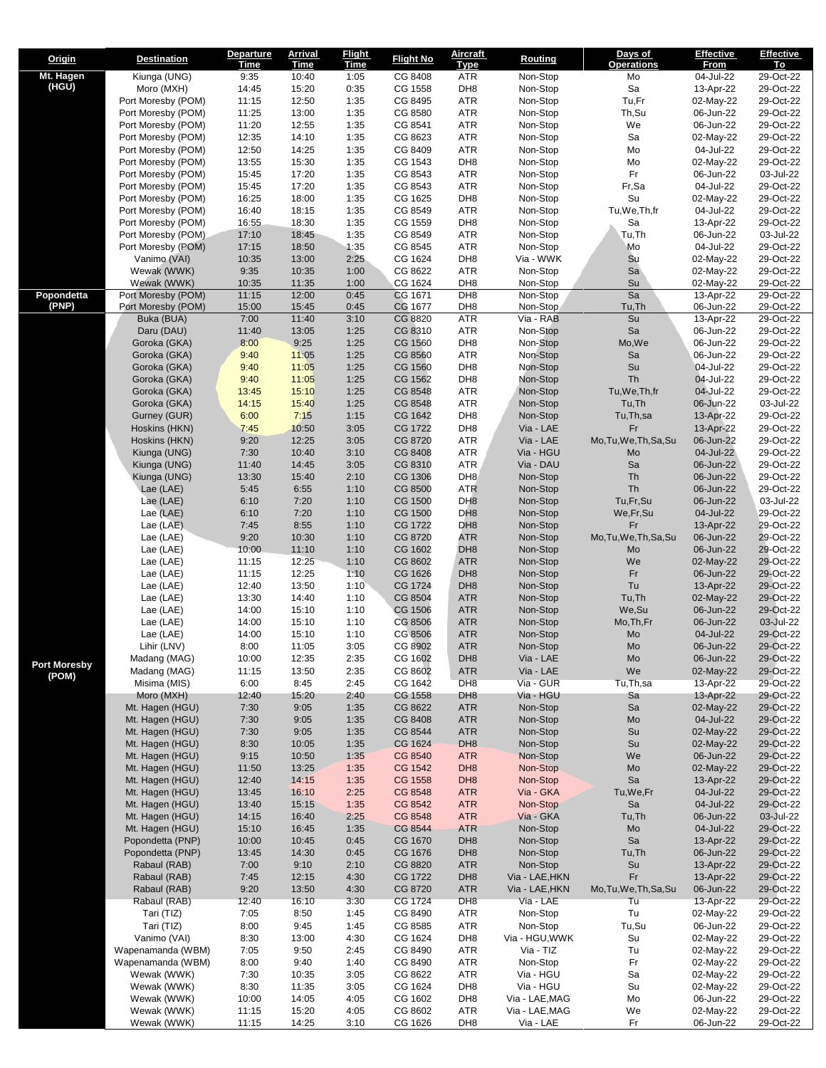| Origin | Destination | Departure Time | Arrival Time | Flight Time | Flight No | Aircraft Type | Routing | Days of Operations | Effective From | Effective To |
|---|---|---|---|---|---|---|---|---|---|---|
| Mt. Hagen (HGU) | Kiunga (UNG) | 9:35 | 10:40 | 1:05 | CG 8408 | ATR | Non-Stop | Mo | 04-Jul-22 | 29-Oct-22 |
| | Moro (MXH) | 14:45 | 15:20 | 0:35 | CG 1558 | DH8 | Non-Stop | Sa | 13-Apr-22 | 29-Oct-22 |
| | Port Moresby (POM) | 11:15 | 12:50 | 1:35 | CG 8495 | ATR | Non-Stop | Tu,Fr | 02-May-22 | 29-Oct-22 |
| | Port Moresby (POM) | 11:25 | 13:00 | 1:35 | CG 8580 | ATR | Non-Stop | Th,Su | 06-Jun-22 | 29-Oct-22 |
| | Port Moresby (POM) | 11:20 | 12:55 | 1:35 | CG 8541 | ATR | Non-Stop | We | 06-Jun-22 | 29-Oct-22 |
| | Port Moresby (POM) | 12:35 | 14:10 | 1:35 | CG 8623 | ATR | Non-Stop | Sa | 02-May-22 | 29-Oct-22 |
| | Port Moresby (POM) | 12:50 | 14:25 | 1:35 | CG 8409 | ATR | Non-Stop | Mo | 04-Jul-22 | 29-Oct-22 |
| | Port Moresby (POM) | 13:55 | 15:30 | 1:35 | CG 1543 | DH8 | Non-Stop | Mo | 02-May-22 | 29-Oct-22 |
| | Port Moresby (POM) | 15:45 | 17:20 | 1:35 | CG 8543 | ATR | Non-Stop | Fr | 06-Jun-22 | 03-Jul-22 |
| | Port Moresby (POM) | 15:45 | 17:20 | 1:35 | CG 8543 | ATR | Non-Stop | Fr,Sa | 04-Jul-22 | 29-Oct-22 |
| | Port Moresby (POM) | 16:25 | 18:00 | 1:35 | CG 1625 | DH8 | Non-Stop | Su | 02-May-22 | 29-Oct-22 |
| | Port Moresby (POM) | 16:40 | 18:15 | 1:35 | CG 8549 | ATR | Non-Stop | Tu,We,Th,fr | 04-Jul-22 | 29-Oct-22 |
| | Port Moresby (POM) | 16:55 | 18:30 | 1:35 | CG 1559 | DH8 | Non-Stop | Sa | 13-Apr-22 | 29-Oct-22 |
| | Port Moresby (POM) | 17:10 | 18:45 | 1:35 | CG 8549 | ATR | Non-Stop | Tu,Th | 06-Jun-22 | 03-Jul-22 |
| | Port Moresby (POM) | 17:15 | 18:50 | 1:35 | CG 8545 | ATR | Non-Stop | Mo | 04-Jul-22 | 29-Oct-22 |
| | Vanimo (VAI) | 10:35 | 13:00 | 2:25 | CG 1624 | DH8 | Via - WWK | Su | 02-May-22 | 29-Oct-22 |
| | Wewak (WWK) | 9:35 | 10:35 | 1:00 | CG 8622 | ATR | Non-Stop | Sa | 02-May-22 | 29-Oct-22 |
| | Wewak (WWK) | 10:35 | 11:35 | 1:00 | CG 1624 | DH8 | Non-Stop | Su | 02-May-22 | 29-Oct-22 |
| Popondetta (PNP) | Port Moresby (POM) | 11:15 | 12:00 | 0:45 | CG 1671 | DH8 | Non-Stop | Sa | 13-Apr-22 | 29-Oct-22 |
| | Port Moresby (POM) | 15:00 | 15:45 | 0:45 | CG 1677 | DH8 | Non-Stop | Tu,Th | 06-Jun-22 | 29-Oct-22 |
| Port Moresby (POM) | Buka (BUA) | 7:00 | 11:40 | 3:10 | CG 8820 | ATR | Via - RAB | Su | 13-Apr-22 | 29-Oct-22 |
| | Daru (DAU) | 11:40 | 13:05 | 1:25 | CG 8310 | ATR | Non-Stop | Sa | 06-Jun-22 | 29-Oct-22 |
| | Goroka (GKA) | 8:00 | 9:25 | 1:25 | CG 1560 | DH8 | Non-Stop | Mo,We | 06-Jun-22 | 29-Oct-22 |
| | Goroka (GKA) | 9:40 | 11:05 | 1:25 | CG 8560 | ATR | Non-Stop | Sa | 06-Jun-22 | 29-Oct-22 |
| | Goroka (GKA) | 9:40 | 11:05 | 1:25 | CG 1560 | DH8 | Non-Stop | Su | 04-Jul-22 | 29-Oct-22 |
| | Goroka (GKA) | 9:40 | 11:05 | 1:25 | CG 1562 | DH8 | Non-Stop | Th | 04-Jul-22 | 29-Oct-22 |
| | Goroka (GKA) | 13:45 | 15:10 | 1:25 | CG 8548 | ATR | Non-Stop | Tu,We,Th,fr | 04-Jul-22 | 29-Oct-22 |
| | Goroka (GKA) | 14:15 | 15:40 | 1:25 | CG 8548 | ATR | Non-Stop | Tu,Th | 06-Jun-22 | 03-Jul-22 |
| | Gurney (GUR) | 6:00 | 7:15 | 1:15 | CG 1642 | DH8 | Non-Stop | Tu,Th,sa | 13-Apr-22 | 29-Oct-22 |
| | Hoskins (HKN) | 7:45 | 10:50 | 3:05 | CG 1722 | DH8 | Via - LAE | Fr | 13-Apr-22 | 29-Oct-22 |
| | Hoskins (HKN) | 9:20 | 12:25 | 3:05 | CG 8720 | ATR | Via - LAE | Mo,Tu,We,Th,Sa,Su | 06-Jun-22 | 29-Oct-22 |
| | Kiunga (UNG) | 7:30 | 10:40 | 3:10 | CG 8408 | ATR | Via - HGU | Mo | 04-Jul-22 | 29-Oct-22 |
| | Kiunga (UNG) | 11:40 | 14:45 | 3:05 | CG 8310 | ATR | Via - DAU | Sa | 06-Jun-22 | 29-Oct-22 |
| | Kiunga (UNG) | 13:30 | 15:40 | 2:10 | CG 1306 | DH8 | Non-Stop | Th | 06-Jun-22 | 29-Oct-22 |
| | Lae (LAE) | 5:45 | 6:55 | 1:10 | CG 8500 | ATR | Non-Stop | Th | 06-Jun-22 | 29-Oct-22 |
| | Lae (LAE) | 6:10 | 7:20 | 1:10 | CG 1500 | DH8 | Non-Stop | Tu,Fr,Su | 06-Jun-22 | 03-Jul-22 |
| | Lae (LAE) | 6:10 | 7:20 | 1:10 | CG 1500 | DH8 | Non-Stop | We,Fr,Su | 04-Jul-22 | 29-Oct-22 |
| | Lae (LAE) | 7:45 | 8:55 | 1:10 | CG 1722 | DH8 | Non-Stop | Fr | 13-Apr-22 | 29-Oct-22 |
| | Lae (LAE) | 9:20 | 10:30 | 1:10 | CG 8720 | ATR | Non-Stop | Mo,Tu,We,Th,Sa,Su | 06-Jun-22 | 29-Oct-22 |
| | Lae (LAE) | 10:00 | 11:10 | 1:10 | CG 1602 | DH8 | Non-Stop | Mo | 06-Jun-22 | 29-Oct-22 |
| | Lae (LAE) | 11:15 | 12:25 | 1:10 | CG 8602 | ATR | Non-Stop | We | 02-May-22 | 29-Oct-22 |
| | Lae (LAE) | 11:15 | 12:25 | 1:10 | CG 1626 | DH8 | Non-Stop | Fr | 06-Jun-22 | 29-Oct-22 |
| | Lae (LAE) | 12:40 | 13:50 | 1:10 | CG 1724 | DH8 | Non-Stop | Tu | 13-Apr-22 | 29-Oct-22 |
| | Lae (LAE) | 13:30 | 14:40 | 1:10 | CG 8504 | ATR | Non-Stop | Tu,Th | 02-May-22 | 29-Oct-22 |
| | Lae (LAE) | 14:00 | 15:10 | 1:10 | CG 1506 | ATR | Non-Stop | We,Su | 06-Jun-22 | 29-Oct-22 |
| | Lae (LAE) | 14:00 | 15:10 | 1:10 | CG 8506 | ATR | Non-Stop | Mo,Th,Fr | 06-Jun-22 | 03-Jul-22 |
| | Lae (LAE) | 14:00 | 15:10 | 1:10 | CG 8506 | ATR | Non-Stop | Mo | 04-Jul-22 | 29-Oct-22 |
| | Lihir (LNV) | 8:00 | 11:05 | 3:05 | CG 8902 | ATR | Non-Stop | Mo | 06-Jun-22 | 29-Oct-22 |
| | Madang (MAG) | 10:00 | 12:35 | 2:35 | CG 1602 | DH8 | Via - LAE | Mo | 06-Jun-22 | 29-Oct-22 |
| | Madang (MAG) | 11:15 | 13:50 | 2:35 | CG 8602 | ATR | Via - LAE | We | 02-May-22 | 29-Oct-22 |
| | Misima (MIS) | 6:00 | 8:45 | 2:45 | CG 1642 | DH8 | Via - GUR | Tu,Th,sa | 13-Apr-22 | 29-Oct-22 |
| | Moro (MXH) | 12:40 | 15:20 | 2:40 | CG 1558 | DH8 | Via - HGU | Sa | 13-Apr-22 | 29-Oct-22 |
| | Mt. Hagen (HGU) | 7:30 | 9:05 | 1:35 | CG 8622 | ATR | Non-Stop | Sa | 02-May-22 | 29-Oct-22 |
| | Mt. Hagen (HGU) | 7:30 | 9:05 | 1:35 | CG 8408 | ATR | Non-Stop | Mo | 04-Jul-22 | 29-Oct-22 |
| | Mt. Hagen (HGU) | 7:30 | 9:05 | 1:35 | CG 8544 | ATR | Non-Stop | Su | 02-May-22 | 29-Oct-22 |
| | Mt. Hagen (HGU) | 8:30 | 10:05 | 1:35 | CG 1624 | DH8 | Non-Stop | Su | 02-May-22 | 29-Oct-22 |
| | Mt. Hagen (HGU) | 9:15 | 10:50 | 1:35 | CG 8540 | ATR | Non-Stop | We | 06-Jun-22 | 29-Oct-22 |
| | Mt. Hagen (HGU) | 11:50 | 13:25 | 1:35 | CG 1542 | DH8 | Non-Stop | Mo | 02-May-22 | 29-Oct-22 |
| | Mt. Hagen (HGU) | 12:40 | 14:15 | 1:35 | CG 1558 | DH8 | Non-Stop | Sa | 13-Apr-22 | 29-Oct-22 |
| | Mt. Hagen (HGU) | 13:45 | 16:10 | 2:25 | CG 8548 | ATR | Via - GKA | Tu,We,Fr | 04-Jul-22 | 29-Oct-22 |
| | Mt. Hagen (HGU) | 13:40 | 15:15 | 1:35 | CG 8542 | ATR | Non-Stop | Sa | 04-Jul-22 | 29-Oct-22 |
| | Mt. Hagen (HGU) | 14:15 | 16:40 | 2:25 | CG 8548 | ATR | Via - GKA | Tu,Th | 06-Jun-22 | 03-Jul-22 |
| | Mt. Hagen (HGU) | 15:10 | 16:45 | 1:35 | CG 8544 | ATR | Non-Stop | Mo | 04-Jul-22 | 29-Oct-22 |
| | Popondetta (PNP) | 10:00 | 10:45 | 0:45 | CG 1670 | DH8 | Non-Stop | Sa | 13-Apr-22 | 29-Oct-22 |
| | Popondetta (PNP) | 13:45 | 14:30 | 0:45 | CG 1676 | DH8 | Non-Stop | Tu,Th | 06-Jun-22 | 29-Oct-22 |
| | Rabaul (RAB) | 7:00 | 9:10 | 2:10 | CG 8820 | ATR | Non-Stop | Su | 13-Apr-22 | 29-Oct-22 |
| | Rabaul (RAB) | 7:45 | 12:15 | 4:30 | CG 1722 | DH8 | Via - LAE,HKN | Fr | 13-Apr-22 | 29-Oct-22 |
| | Rabaul (RAB) | 9:20 | 13:50 | 4:30 | CG 8720 | ATR | Via - LAE,HKN | Mo,Tu,We,Th,Sa,Su | 06-Jun-22 | 29-Oct-22 |
| | Rabaul (RAB) | 12:40 | 16:10 | 3:30 | CG 1724 | DH8 | Via - LAE | Tu | 13-Apr-22 | 29-Oct-22 |
| | Tari (TIZ) | 7:05 | 8:50 | 1:45 | CG 8490 | ATR | Non-Stop | Tu | 02-May-22 | 29-Oct-22 |
| | Tari (TIZ) | 8:00 | 9:45 | 1:45 | CG 8585 | ATR | Non-Stop | Tu,Su | 06-Jun-22 | 29-Oct-22 |
| | Vanimo (VAI) | 8:30 | 13:00 | 4:30 | CG 1624 | DH8 | Via - HGU,WWK | Su | 02-May-22 | 29-Oct-22 |
| | Wapenamanda (WBM) | 7:05 | 9:50 | 2:45 | CG 8490 | ATR | Via - TIZ | Tu | 02-May-22 | 29-Oct-22 |
| | Wapenamanda (WBM) | 8:00 | 9:40 | 1:40 | CG 8490 | ATR | Non-Stop | Fr | 02-May-22 | 29-Oct-22 |
| | Wewak (WWK) | 7:30 | 10:35 | 3:05 | CG 8622 | ATR | Via - HGU | Sa | 02-May-22 | 29-Oct-22 |
| | Wewak (WWK) | 8:30 | 11:35 | 3:05 | CG 1624 | DH8 | Via - HGU | Su | 02-May-22 | 29-Oct-22 |
| | Wewak (WWK) | 10:00 | 14:05 | 4:05 | CG 1602 | DH8 | Via - LAE,MAG | Mo | 06-Jun-22 | 29-Oct-22 |
| | Wewak (WWK) | 11:15 | 15:20 | 4:05 | CG 8602 | ATR | Via - LAE,MAG | We | 02-May-22 | 29-Oct-22 |
| | Wewak (WWK) | 11:15 | 14:25 | 3:10 | CG 1626 | DH8 | Via - LAE | Fr | 06-Jun-22 | 29-Oct-22 |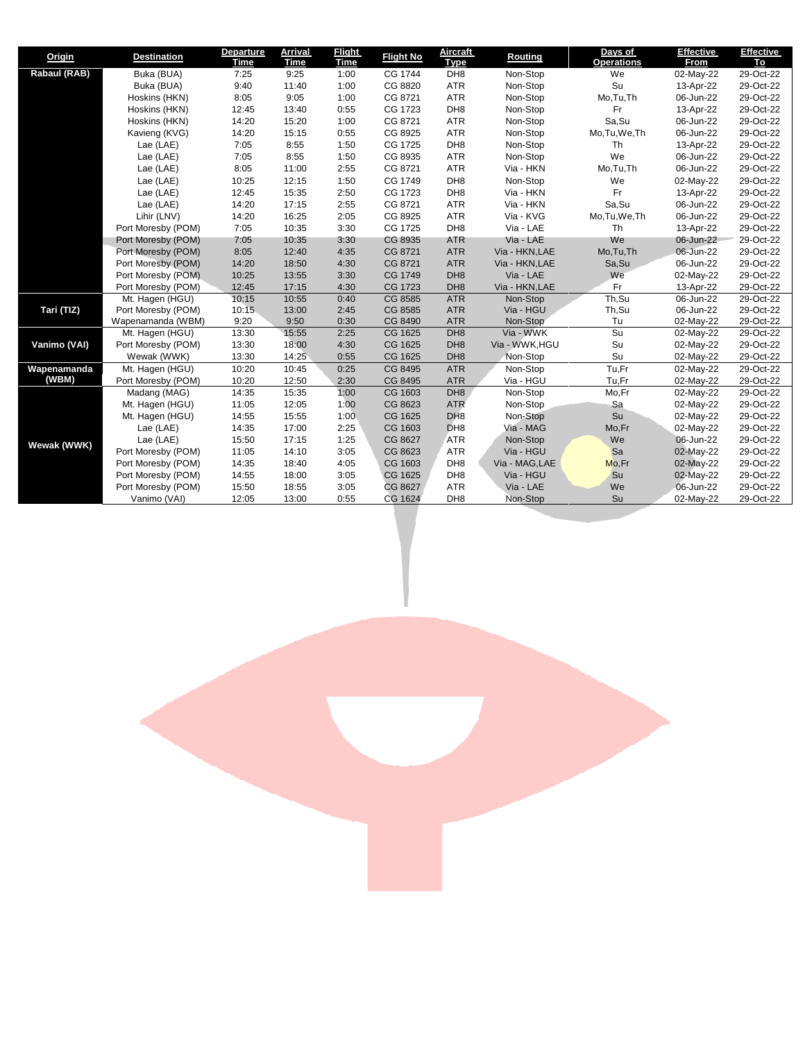| Origin | Destination | Departure Time | Arrival Time | Flight Time | Flight No | Aircraft Type | Routing | Days of Operations | Effective From | Effective To |
|---|---|---|---|---|---|---|---|---|---|---|
| Rabaul (RAB) | Buka (BUA) | 7:25 | 9:25 | 1:00 | CG 1744 | DH8 | Non-Stop | We | 02-May-22 | 29-Oct-22 |
| | Buka (BUA) | 9:40 | 11:40 | 1:00 | CG 8820 | ATR | Non-Stop | Su | 13-Apr-22 | 29-Oct-22 |
| | Hoskins (HKN) | 8:05 | 9:05 | 1:00 | CG 8721 | ATR | Non-Stop | Mo,Tu,Th | 06-Jun-22 | 29-Oct-22 |
| | Hoskins (HKN) | 12:45 | 13:40 | 0:55 | CG 1723 | DH8 | Non-Stop | Fr | 13-Apr-22 | 29-Oct-22 |
| | Hoskins (HKN) | 14:20 | 15:20 | 1:00 | CG 8721 | ATR | Non-Stop | Sa,Su | 06-Jun-22 | 29-Oct-22 |
| | Kavieng (KVG) | 14:20 | 15:15 | 0:55 | CG 8925 | ATR | Non-Stop | Mo,Tu,We,Th | 06-Jun-22 | 29-Oct-22 |
| | Lae (LAE) | 7:05 | 8:55 | 1:50 | CG 1725 | DH8 | Non-Stop | Th | 13-Apr-22 | 29-Oct-22 |
| | Lae (LAE) | 7:05 | 8:55 | 1:50 | CG 8935 | ATR | Non-Stop | We | 06-Jun-22 | 29-Oct-22 |
| | Lae (LAE) | 8:05 | 11:00 | 2:55 | CG 8721 | ATR | Via - HKN | Mo,Tu,Th | 06-Jun-22 | 29-Oct-22 |
| | Lae (LAE) | 10:25 | 12:15 | 1:50 | CG 1749 | DH8 | Non-Stop | We | 02-May-22 | 29-Oct-22 |
| | Lae (LAE) | 12:45 | 15:35 | 2:50 | CG 1723 | DH8 | Via - HKN | Fr | 13-Apr-22 | 29-Oct-22 |
| | Lae (LAE) | 14:20 | 17:15 | 2:55 | CG 8721 | ATR | Via - HKN | Sa,Su | 06-Jun-22 | 29-Oct-22 |
| | Lihir (LNV) | 14:20 | 16:25 | 2:05 | CG 8925 | ATR | Via - KVG | Mo,Tu,We,Th | 06-Jun-22 | 29-Oct-22 |
| | Port Moresby (POM) | 7:05 | 10:35 | 3:30 | CG 1725 | DH8 | Via - LAE | Th | 13-Apr-22 | 29-Oct-22 |
| | Port Moresby (POM) | 7:05 | 10:35 | 3:30 | CG 8935 | ATR | Via - LAE | We | 06-Jun-22 | 29-Oct-22 |
| | Port Moresby (POM) | 8:05 | 12:40 | 4:35 | CG 8721 | ATR | Via - HKN,LAE | Mo,Tu,Th | 06-Jun-22 | 29-Oct-22 |
| | Port Moresby (POM) | 14:20 | 18:50 | 4:30 | CG 8721 | ATR | Via - HKN,LAE | Sa,Su | 06-Jun-22 | 29-Oct-22 |
| | Port Moresby (POM) | 10:25 | 13:55 | 3:30 | CG 1749 | DH8 | Via - LAE | We | 02-May-22 | 29-Oct-22 |
| | Port Moresby (POM) | 12:45 | 17:15 | 4:30 | CG 1723 | DH8 | Via - HKN,LAE | Fr | 13-Apr-22 | 29-Oct-22 |
| Tari (TIZ) | Mt. Hagen (HGU) | 10:15 | 10:55 | 0:40 | CG 8585 | ATR | Non-Stop | Th,Su | 06-Jun-22 | 29-Oct-22 |
| | Port Moresby (POM) | 10:15 | 13:00 | 2:45 | CG 8585 | ATR | Via - HGU | Th,Su | 06-Jun-22 | 29-Oct-22 |
| | Wapenamanda (WBM) | 9:20 | 9:50 | 0:30 | CG 8490 | ATR | Non-Stop | Tu | 02-May-22 | 29-Oct-22 |
| Vanimo (VAI) | Mt. Hagen (HGU) | 13:30 | 15:55 | 2:25 | CG 1625 | DH8 | Via - WWK | Su | 02-May-22 | 29-Oct-22 |
| | Port Moresby (POM) | 13:30 | 18:00 | 4:30 | CG 1625 | DH8 | Via - WWK,HGU | Su | 02-May-22 | 29-Oct-22 |
| | Wewak (WWK) | 13:30 | 14:25 | 0:55 | CG 1625 | DH8 | Non-Stop | Su | 02-May-22 | 29-Oct-22 |
| Wapenamanda (WBM) | Mt. Hagen (HGU) | 10:20 | 10:45 | 0:25 | CG 8495 | ATR | Non-Stop | Tu,Fr | 02-May-22 | 29-Oct-22 |
| | Port Moresby (POM) | 10:20 | 12:50 | 2:30 | CG 8495 | ATR | Via - HGU | Tu,Fr | 02-May-22 | 29-Oct-22 |
| Wewak (WWK) | Madang (MAG) | 14:35 | 15:35 | 1:00 | CG 1603 | DH8 | Non-Stop | Mo,Fr | 02-May-22 | 29-Oct-22 |
| | Mt. Hagen (HGU) | 11:05 | 12:05 | 1:00 | CG 8623 | ATR | Non-Stop | Sa | 02-May-22 | 29-Oct-22 |
| | Mt. Hagen (HGU) | 14:55 | 15:55 | 1:00 | CG 1625 | DH8 | Non-Stop | Su | 02-May-22 | 29-Oct-22 |
| | Lae (LAE) | 14:35 | 17:00 | 2:25 | CG 1603 | DH8 | Via - MAG | Mo,Fr | 02-May-22 | 29-Oct-22 |
| | Lae (LAE) | 15:50 | 17:15 | 1:25 | CG 8627 | ATR | Non-Stop | We | 06-Jun-22 | 29-Oct-22 |
| | Port Moresby (POM) | 11:05 | 14:10 | 3:05 | CG 8623 | ATR | Via - HGU | Sa | 02-May-22 | 29-Oct-22 |
| | Port Moresby (POM) | 14:35 | 18:40 | 4:05 | CG 1603 | DH8 | Via - MAG,LAE | Mo,Fr | 02-May-22 | 29-Oct-22 |
| | Port Moresby (POM) | 14:55 | 18:00 | 3:05 | CG 1625 | DH8 | Via - HGU | Su | 02-May-22 | 29-Oct-22 |
| | Port Moresby (POM) | 15:50 | 18:55 | 3:05 | CG 8627 | ATR | Via - LAE | We | 06-Jun-22 | 29-Oct-22 |
| | Vanimo (VAI) | 12:05 | 13:00 | 0:55 | CG 1624 | DH8 | Non-Stop | Su | 02-May-22 | 29-Oct-22 |